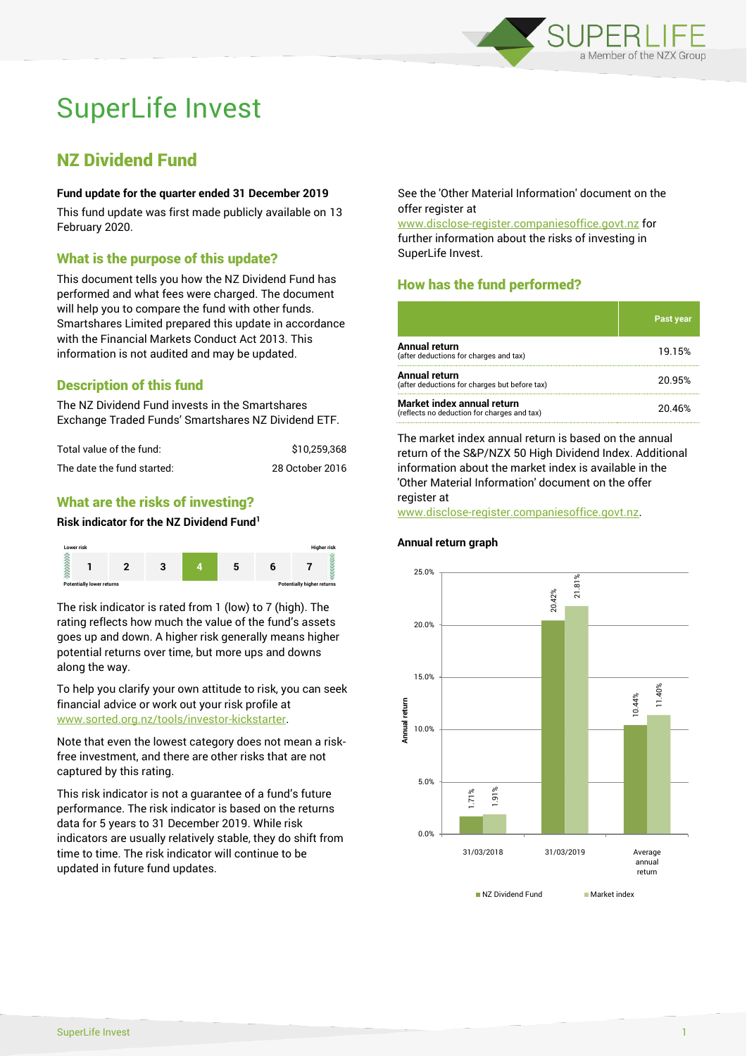# SuperLife Invest

## NZ Dividend Fund

**Fund update for the quarter ended 31 December 2019**

This fund update was first made publicly available on 13 February 2020.

### What is the purpose of this update?

This document tells you how the NZ Dividend Fund has performed and what fees were charged. The document will help you to compare the fund with other funds. Smartshares Limited prepared this update in accordance with the Financial Markets Conduct Act 2013. This information is not audited and may be updated.

### Description of this fund

The NZ Dividend Fund invests in the Smartshares Exchange Traded Funds' Smartshares NZ Dividend ETF.

| | |
|---|---|
| Total value of the fund: | $10,259,368 |
| The date the fund started: | 28 October 2016 |

### What are the risks of investing?

**Risk indicator for the NZ Dividend Fund[1]**

| Lower risk | | | | | | Higher risk |
|---|---|---|---|---|---|---|
| 1 | 2 | 3 | **4** | 5 | 6 | 7 |
| Potentially lower returns | | | | | | Potentially higher returns |

The risk indicator is rated from 1 (low) to 7 (high). The rating reflects how much the value of the fund's assets goes up and down. A higher risk generally means higher potential returns over time, but more ups and downs along the way.

To help you clarify your own attitude to risk, you can seek financial advice or work out your risk profile at www.sorted.org.nz/tools/investor-kickstarter.

Note that even the lowest category does not mean a risk-free investment, and there are other risks that are not captured by this rating.

This risk indicator is not a guarantee of a fund's future performance. The risk indicator is based on the returns data for 5 years to 31 December 2019. While risk indicators are usually relatively stable, they do shift from time to time. The risk indicator will continue to be updated in future fund updates.

See the 'Other Material Information' document on the offer register at www.disclose-register.companiesoffice.govt.nz for further information about the risks of investing in SuperLife Invest.

### How has the fund performed?

| | Past year |
|---|---|
| **Annual return** (after deductions for charges and tax) | 19.15% |
| **Annual return** (after deductions for charges but before tax) | 20.95% |
| **Market index annual return** (reflects no deduction for charges and tax) | 20.46% |

The market index annual return is based on the annual return of the S&P/NZX 50 High Dividend Index. Additional information about the market index is available in the 'Other Material Information' document on the offer register at www.disclose-register.companiesoffice.govt.nz.

**Annual return graph**

| | NZ Dividend Fund | Market index |
|---|---|---|
| 31/03/2018 | 1.71% | 1.91% |
| 31/03/2019 | 20.42% | 21.81% |
| Average annual return | 10.44% | 11.40% |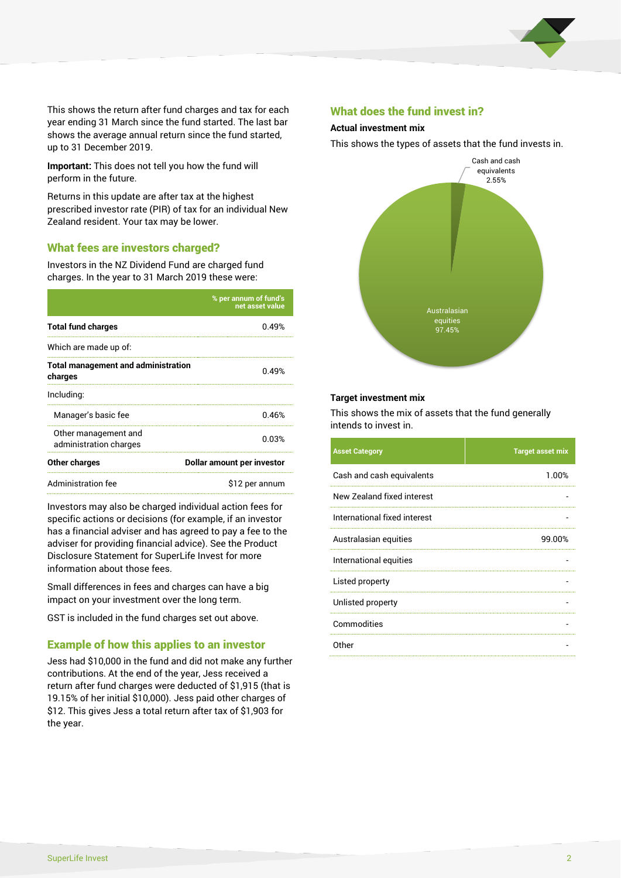This shows the return after fund charges and tax for each year ending 31 March since the fund started. The last bar shows the average annual return since the fund started, up to 31 December 2019.

**Important:** This does not tell you how the fund will perform in the future.

Returns in this update are after tax at the highest prescribed investor rate (PIR) of tax for an individual New Zealand resident. Your tax may be lower.

## What fees are investors charged?

Investors in the NZ Dividend Fund are charged fund charges. In the year to 31 March 2019 these were:

| | % per annum of fund's net asset value |
|---|---|
| **Total fund charges** | 0.49% |
| Which are made up of: | |
| **Total management and administration charges** | 0.49% |
| Including: | |
| Manager's basic fee | 0.46% |
| Other management and administration charges | 0.03% |
| **Other charges** | **Dollar amount per investor** |
| Administration fee | $12 per annum |

Investors may also be charged individual action fees for specific actions or decisions (for example, if an investor has a financial adviser and has agreed to pay a fee to the adviser for providing financial advice). See the Product Disclosure Statement for SuperLife Invest for more information about those fees.

Small differences in fees and charges can have a big impact on your investment over the long term.

GST is included in the fund charges set out above.

## Example of how this applies to an investor

Jess had $10,000 in the fund and did not make any further contributions. At the end of the year, Jess received a return after fund charges were deducted of $1,915 (that is 19.15% of her initial $10,000). Jess paid other charges of $12. This gives Jess a total return after tax of $1,903 for the year.

## What does the fund invest in?

### Actual investment mix

This shows the types of assets that the fund invests in.

- Cash and cash equivalents 2.55%
- Australasian equities 97.45%

### Target investment mix

This shows the mix of assets that the fund generally intends to invest in.

| Asset Category | Target asset mix |
|---|---|
| Cash and cash equivalents | 1.00% |
| New Zealand fixed interest | - |
| International fixed interest | - |
| Australasian equities | 99.00% |
| International equities | - |
| Listed property | - |
| Unlisted property | - |
| Commodities | - |
| Other | - |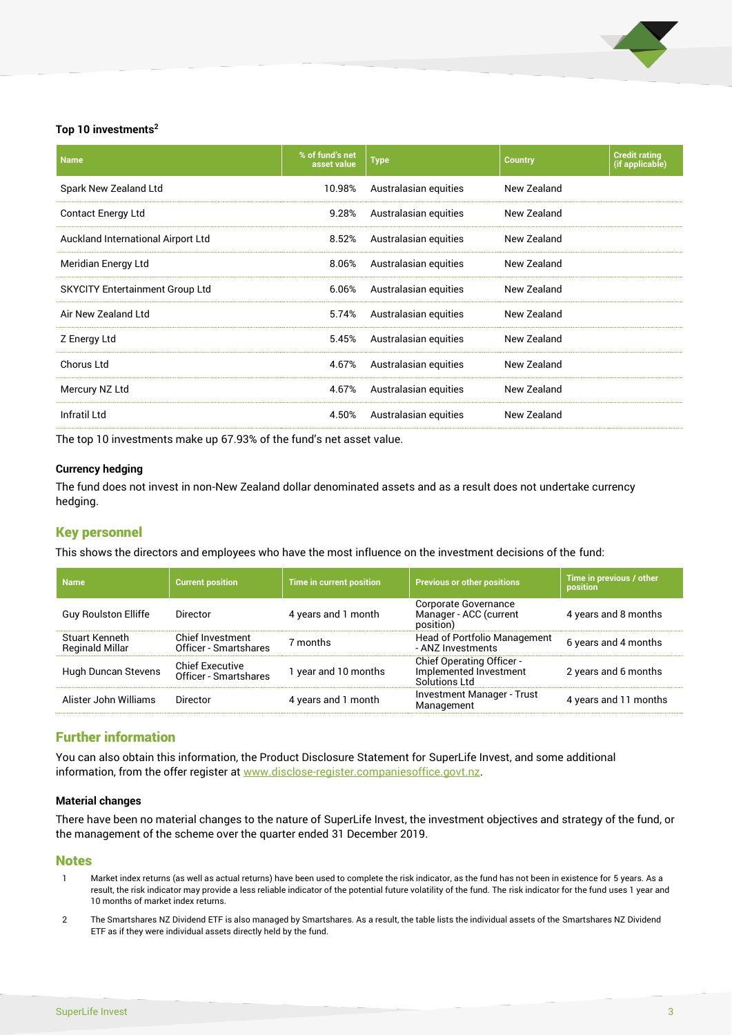### Top 10 investments[2]

| Name | % of fund's net asset value | Type | Country | Credit rating (if applicable) |
|---|---|---|---|---|
| Spark New Zealand Ltd | 10.98% | Australasian equities | New Zealand | |
| Contact Energy Ltd | 9.28% | Australasian equities | New Zealand | |
| Auckland International Airport Ltd | 8.52% | Australasian equities | New Zealand | |
| Meridian Energy Ltd | 8.06% | Australasian equities | New Zealand | |
| SKYCITY Entertainment Group Ltd | 6.06% | Australasian equities | New Zealand | |
| Air New Zealand Ltd | 5.74% | Australasian equities | New Zealand | |
| Z Energy Ltd | 5.45% | Australasian equities | New Zealand | |
| Chorus Ltd | 4.67% | Australasian equities | New Zealand | |
| Mercury NZ Ltd | 4.67% | Australasian equities | New Zealand | |
| Infratil Ltd | 4.50% | Australasian equities | New Zealand | |

The top 10 investments make up 67.93% of the fund's net asset value.

### Currency hedging

The fund does not invest in non-New Zealand dollar denominated assets and as a result does not undertake currency hedging.

## Key personnel

This shows the directors and employees who have the most influence on the investment decisions of the fund:

| Name | Current position | Time in current position | Previous or other positions | Time in previous / other position |
|---|---|---|---|---|
| Guy Roulston Elliffe | Director | 4 years and 1 month | Corporate Governance Manager - ACC (current position) | 4 years and 8 months |
| Stuart Kenneth Reginald Millar | Chief Investment Officer - Smartshares | 7 months | Head of Portfolio Management - ANZ Investments | 6 years and 4 months |
| Hugh Duncan Stevens | Chief Executive Officer - Smartshares | 1 year and 10 months | Chief Operating Officer - Implemented Investment Solutions Ltd | 2 years and 6 months |
| Alister John Williams | Director | 4 years and 1 month | Investment Manager - Trust Management | 4 years and 11 months |

## Further information

You can also obtain this information, the Product Disclosure Statement for SuperLife Invest, and some additional information, from the offer register at www.disclose-register.companiesoffice.govt.nz.

### Material changes

There have been no material changes to the nature of SuperLife Invest, the investment objectives and strategy of the fund, or the management of the scheme over the quarter ended 31 December 2019.

## Notes

1. Market index returns (as well as actual returns) have been used to complete the risk indicator, as the fund has not been in existence for 5 years. As a result, the risk indicator may provide a less reliable indicator of the potential future volatility of the fund. The risk indicator for the fund uses 1 year and 10 months of market index returns.
2. The Smartshares NZ Dividend ETF is also managed by Smartshares. As a result, the table lists the individual assets of the Smartshares NZ Dividend ETF as if they were individual assets directly held by the fund.